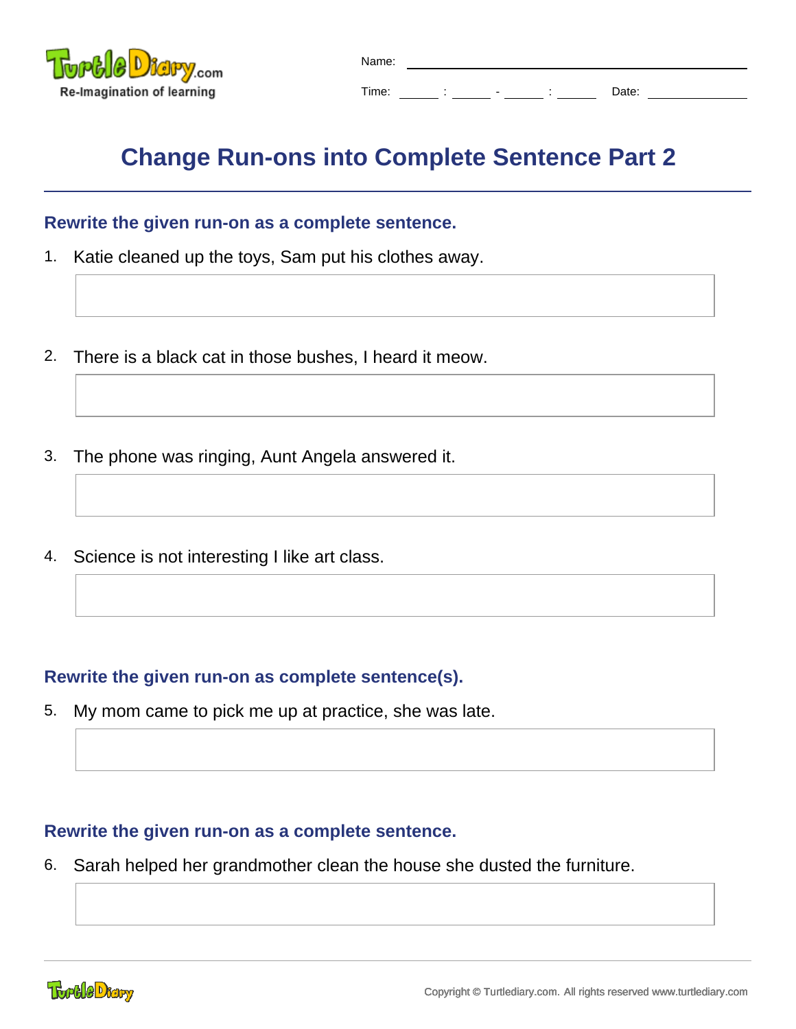Name: ______________________

Time: _____ : _____ - _____ : _____ Date: ____________

# Change Run-ons into Complete Sentence Part 2

### Rewrite the given run-on as a complete sentence.

1. Katie cleaned up the toys, Sam put his clothes away.

2. There is a black cat in those bushes, I heard it meow.

3. The phone was ringing, Aunt Angela answered it.

4. Science is not interesting I like art class.

### Rewrite the given run-on as complete sentence(s).

5. My mom came to pick me up at practice, she was late.

### Rewrite the given run-on as a complete sentence.

6. Sarah helped her grandmother clean the house she dusted the furniture.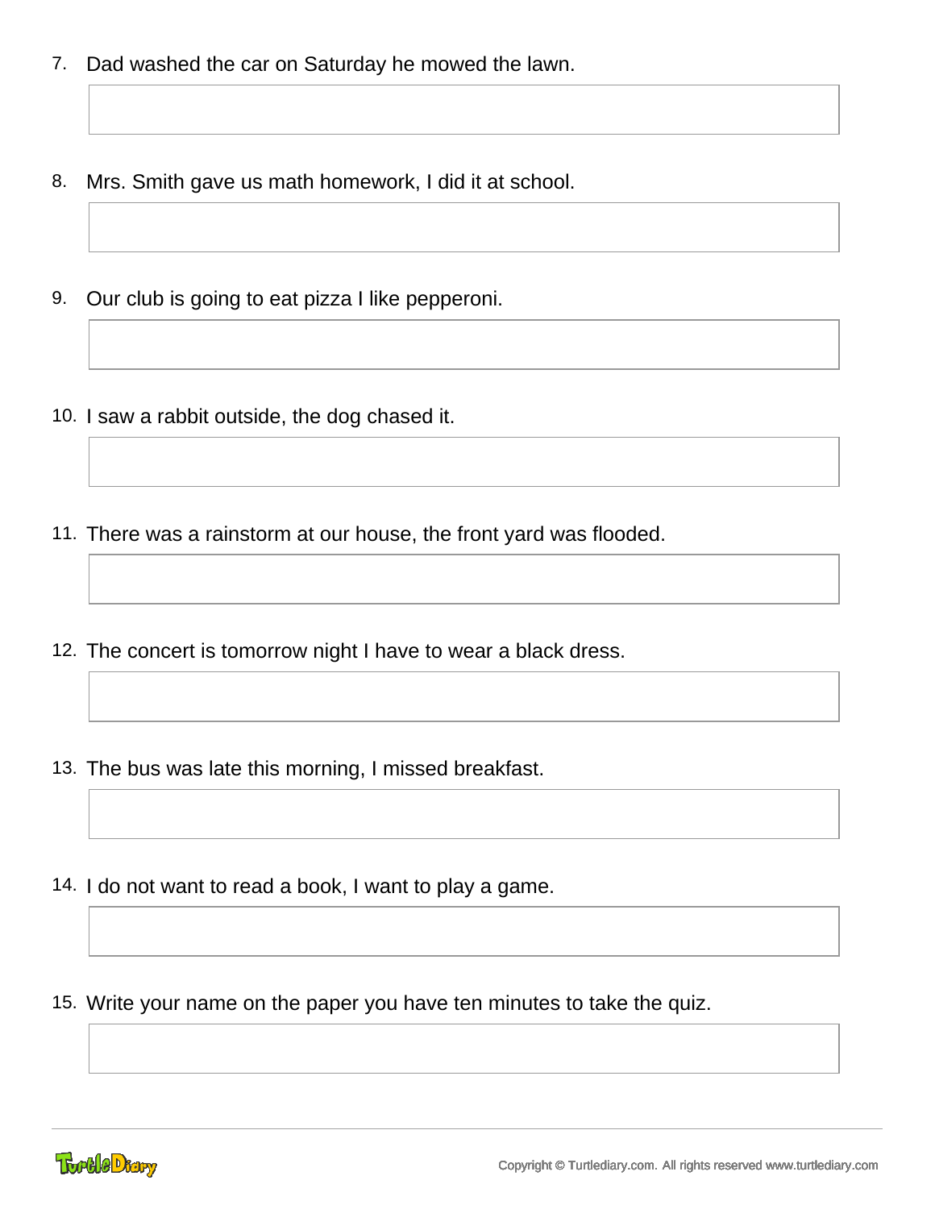7. Dad washed the car on Saturday he mowed the lawn.

8. Mrs. Smith gave us math homework, I did it at school.

9. Our club is going to eat pizza I like pepperoni.

10. I saw a rabbit outside, the dog chased it.

11. There was a rainstorm at our house, the front yard was flooded.

12. The concert is tomorrow night I have to wear a black dress.

13. The bus was late this morning, I missed breakfast.

14. I do not want to read a book, I want to play a game.

15. Write your name on the paper you have ten minutes to take the quiz.